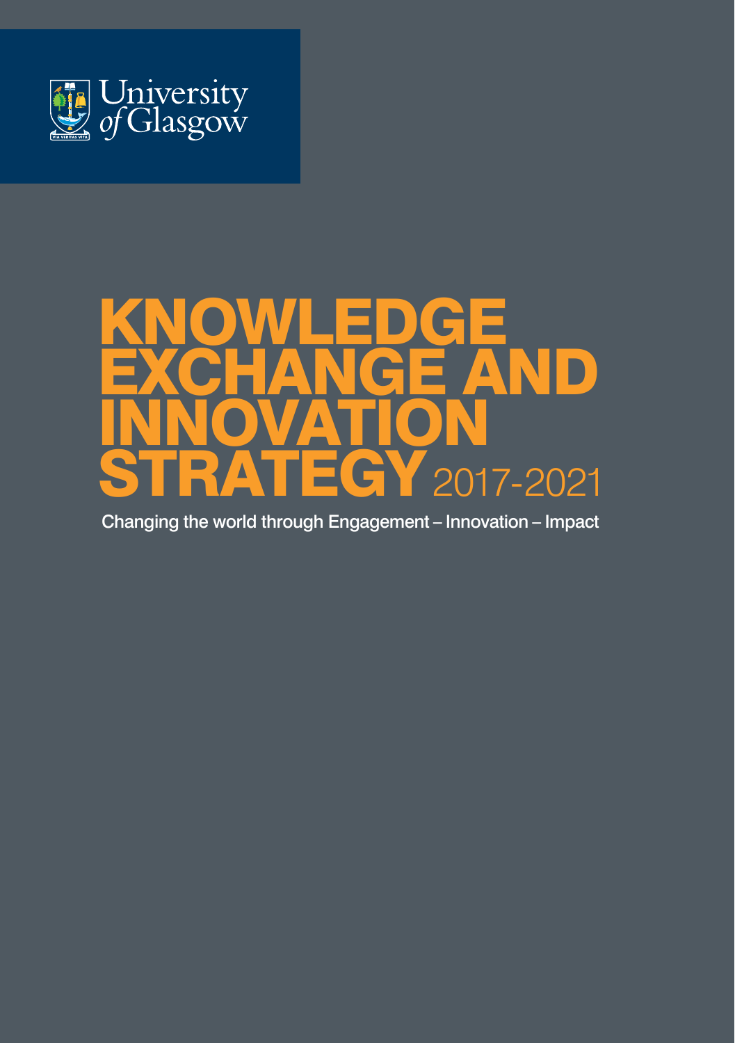University of Glasgow

# KNOWLEDGE EXCHANGE AND INNOVATION STRATEGY 2017-2021

Changing the world through Engagement – Innovation – Impact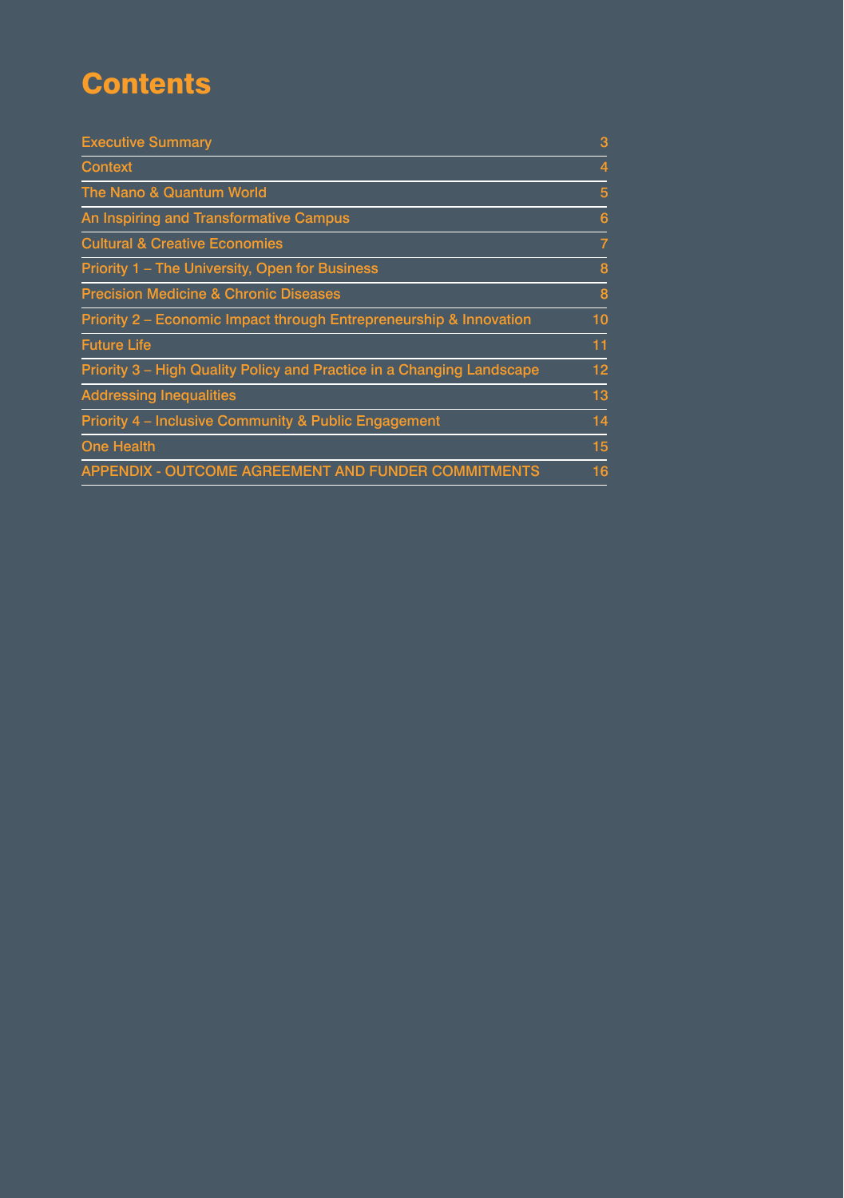# Contents

| | |
|---|---|
| Executive Summary | 3 |
| Context | 4 |
| The Nano & Quantum World | 5 |
| An Inspiring and Transformative Campus | 6 |
| Cultural & Creative Economies | 7 |
| Priority 1 – The University, Open for Business | 8 |
| Precision Medicine & Chronic Diseases | 8 |
| Priority 2 – Economic Impact through Entrepreneurship & Innovation | 10 |
| Future Life | 11 |
| Priority 3 – High Quality Policy and Practice in a Changing Landscape | 12 |
| Addressing Inequalities | 13 |
| Priority 4 – Inclusive Community & Public Engagement | 14 |
| One Health | 15 |
| APPENDIX - OUTCOME AGREEMENT AND FUNDER COMMITMENTS | 16 |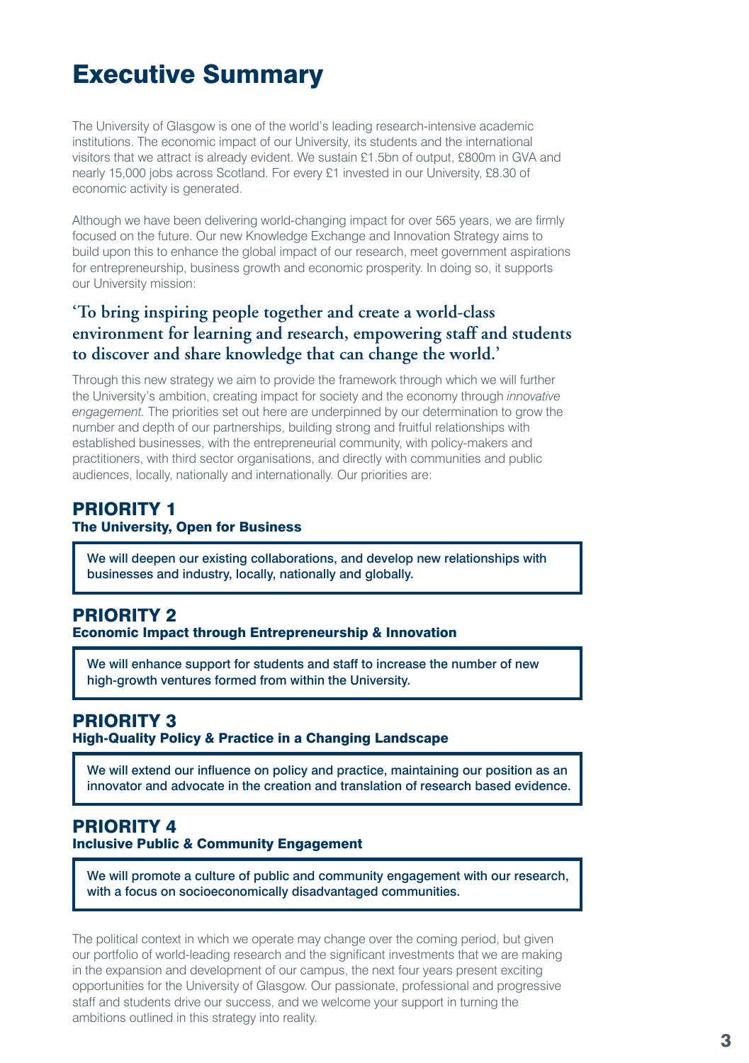# Executive Summary

The University of Glasgow is one of the world's leading research-intensive academic institutions. The economic impact of our University, its students and the international visitors that we attract is already evident. We sustain £1.5bn of output, £800m in GVA and nearly 15,000 jobs across Scotland. For every £1 invested in our University, £8.30 of economic activity is generated.

Although we have been delivering world-changing impact for over 565 years, we are firmly focused on the future. Our new Knowledge Exchange and Innovation Strategy aims to build upon this to enhance the global impact of our research, meet government aspirations for entrepreneurship, business growth and economic prosperity. In doing so, it supports our University mission:

**'To bring inspiring people together and create a world-class environment for learning and research, empowering staff and students to discover and share knowledge that can change the world.'**

Through this new strategy we aim to provide the framework through which we will further the University's ambition, creating impact for society and the economy through *innovative engagement*. The priorities set out here are underpinned by our determination to grow the number and depth of our partnerships, building strong and fruitful relationships with established businesses, with the entrepreneurial community, with policy-makers and practitioners, with third sector organisations, and directly with communities and public audiences, locally, nationally and internationally. Our priorities are:

## PRIORITY 1
### The University, Open for Business

We will deepen our existing collaborations, and develop new relationships with businesses and industry, locally, nationally and globally.

## PRIORITY 2
### Economic Impact through Entrepreneurship & Innovation

We will enhance support for students and staff to increase the number of new high-growth ventures formed from within the University.

## PRIORITY 3
### High-Quality Policy & Practice in a Changing Landscape

We will extend our influence on policy and practice, maintaining our position as an innovator and advocate in the creation and translation of research based evidence.

## PRIORITY 4
### Inclusive Public & Community Engagement

We will promote a culture of public and community engagement with our research, with a focus on socioeconomically disadvantaged communities.

The political context in which we operate may change over the coming period, but given our portfolio of world-leading research and the significant investments that we are making in the expansion and development of our campus, the next four years present exciting opportunities for the University of Glasgow. Our passionate, professional and progressive staff and students drive our success, and we welcome your support in turning the ambitions outlined in this strategy into reality.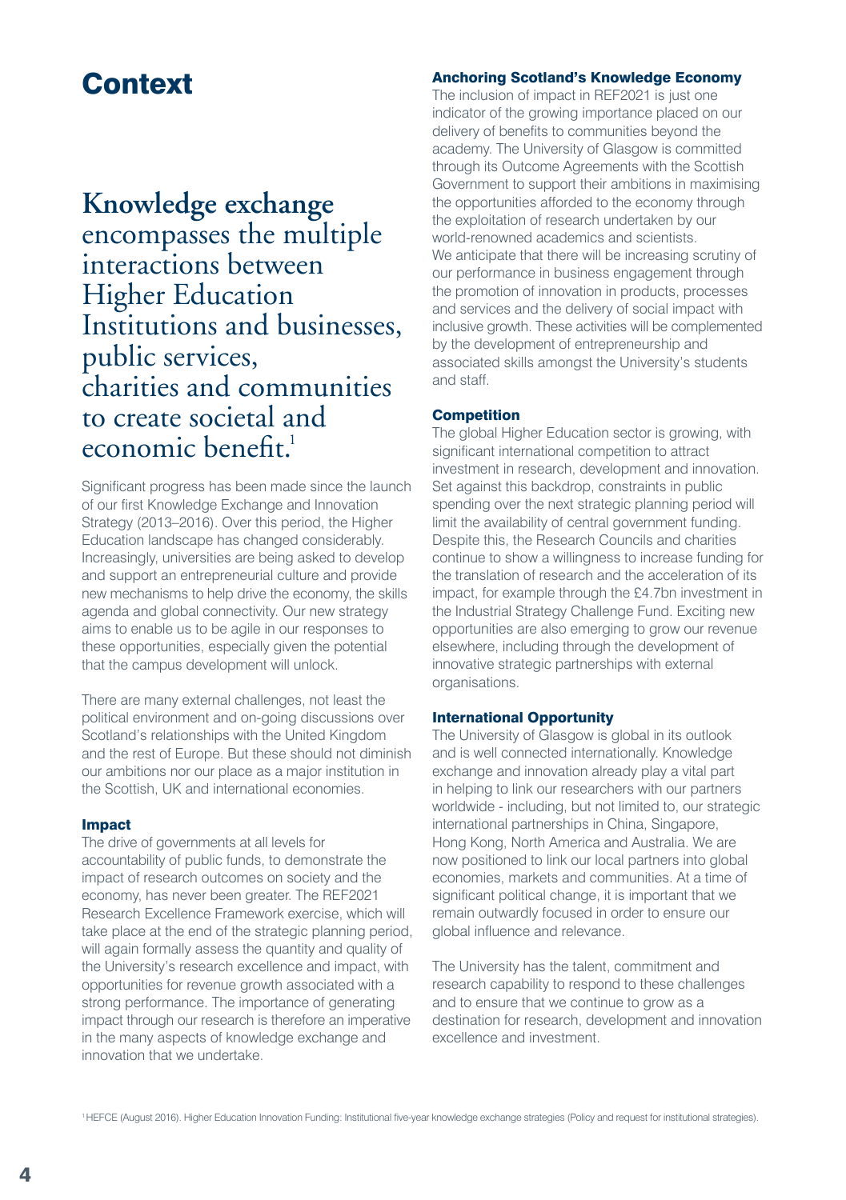# Context

**Knowledge exchange** encompasses the multiple interactions between Higher Education Institutions and businesses, public services, charities and communities to create societal and economic benefit.[1]

Significant progress has been made since the launch of our first Knowledge Exchange and Innovation Strategy (2013–2016). Over this period, the Higher Education landscape has changed considerably. Increasingly, universities are being asked to develop and support an entrepreneurial culture and provide new mechanisms to help drive the economy, the skills agenda and global connectivity. Our new strategy aims to enable us to be agile in our responses to these opportunities, especially given the potential that the campus development will unlock.

There are many external challenges, not least the political environment and on-going discussions over Scotland's relationships with the United Kingdom and the rest of Europe. But these should not diminish our ambitions nor our place as a major institution in the Scottish, UK and international economies.

### Impact

The drive of governments at all levels for accountability of public funds, to demonstrate the impact of research outcomes on society and the economy, has never been greater. The REF2021 Research Excellence Framework exercise, which will take place at the end of the strategic planning period, will again formally assess the quantity and quality of the University's research excellence and impact, with opportunities for revenue growth associated with a strong performance. The importance of generating impact through our research is therefore an imperative in the many aspects of knowledge exchange and innovation that we undertake.

### Anchoring Scotland's Knowledge Economy

The inclusion of impact in REF2021 is just one indicator of the growing importance placed on our delivery of benefits to communities beyond the academy. The University of Glasgow is committed through its Outcome Agreements with the Scottish Government to support their ambitions in maximising the opportunities afforded to the economy through the exploitation of research undertaken by our world-renowned academics and scientists. We anticipate that there will be increasing scrutiny of our performance in business engagement through the promotion of innovation in products, processes and services and the delivery of social impact with inclusive growth. These activities will be complemented by the development of entrepreneurship and associated skills amongst the University's students and staff.

### Competition

The global Higher Education sector is growing, with significant international competition to attract investment in research, development and innovation. Set against this backdrop, constraints in public spending over the next strategic planning period will limit the availability of central government funding. Despite this, the Research Councils and charities continue to show a willingness to increase funding for the translation of research and the acceleration of its impact, for example through the £4.7bn investment in the Industrial Strategy Challenge Fund. Exciting new opportunities are also emerging to grow our revenue elsewhere, including through the development of innovative strategic partnerships with external organisations.

### International Opportunity

The University of Glasgow is global in its outlook and is well connected internationally. Knowledge exchange and innovation already play a vital part in helping to link our researchers with our partners worldwide - including, but not limited to, our strategic international partnerships in China, Singapore, Hong Kong, North America and Australia. We are now positioned to link our local partners into global economies, markets and communities. At a time of significant political change, it is important that we remain outwardly focused in order to ensure our global influence and relevance.

The University has the talent, commitment and research capability to respond to these challenges and to ensure that we continue to grow as a destination for research, development and innovation excellence and investment.

[1] HEFCE (August 2016). Higher Education Innovation Funding: Institutional five-year knowledge exchange strategies (Policy and request for institutional strategies).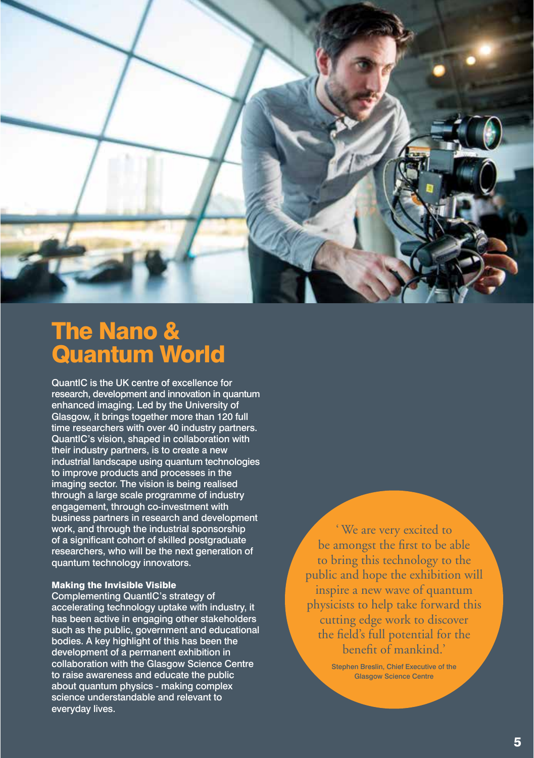# The Nano & Quantum World

QuantIC is the UK centre of excellence for research, development and innovation in quantum enhanced imaging. Led by the University of Glasgow, it brings together more than 120 full time researchers with over 40 industry partners. QuantIC's vision, shaped in collaboration with their industry partners, is to create a new industrial landscape using quantum technologies to improve products and processes in the imaging sector. The vision is being realised through a large scale programme of industry engagement, through co-investment with business partners in research and development work, and through the industrial sponsorship of a significant cohort of skilled postgraduate researchers, who will be the next generation of quantum technology innovators.

### Making the Invisible Visible

Complementing QuantIC's strategy of accelerating technology uptake with industry, it has been active in engaging other stakeholders such as the public, government and educational bodies. A key highlight of this has been the development of a permanent exhibition in collaboration with the Glasgow Science Centre to raise awareness and educate the public about quantum physics - making complex science understandable and relevant to everyday lives.

'We are very excited to be amongst the first to be able to bring this technology to the public and hope the exhibition will inspire a new wave of quantum physicists to help take forward this cutting edge work to discover the field's full potential for the benefit of mankind.'

Stephen Breslin, Chief Executive of the Glasgow Science Centre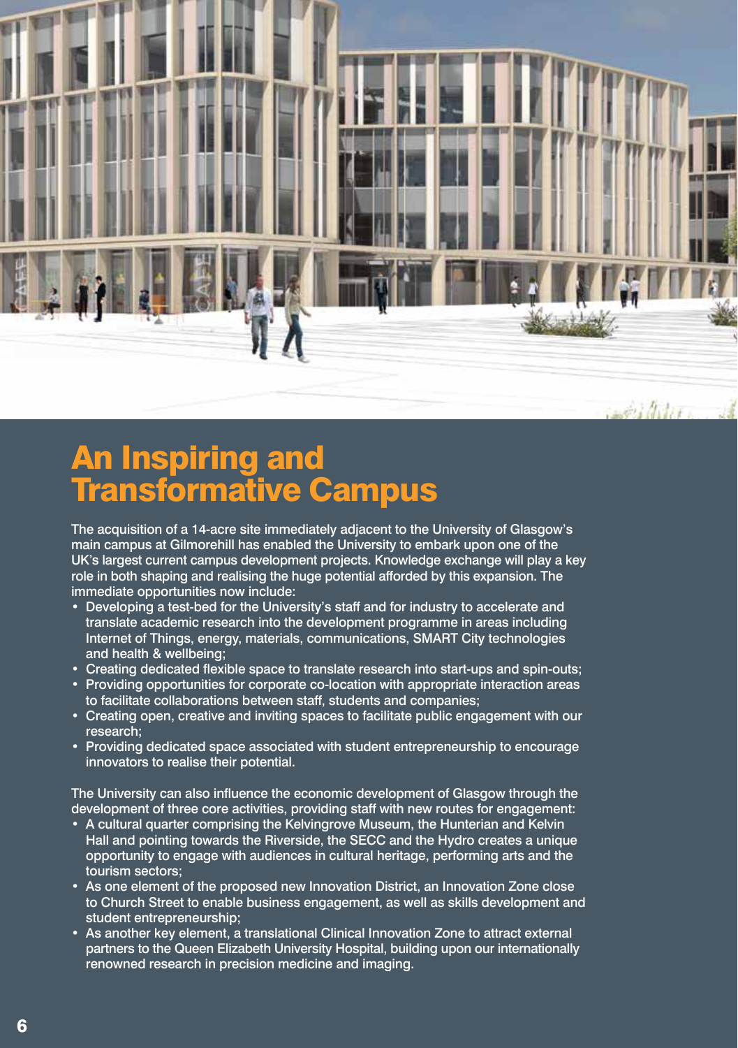# An Inspiring and Transformative Campus

The acquisition of a 14-acre site immediately adjacent to the University of Glasgow's main campus at Gilmorehill has enabled the University to embark upon one of the UK's largest current campus development projects. Knowledge exchange will play a key role in both shaping and realising the huge potential afforded by this expansion. The immediate opportunities now include:

- Developing a test-bed for the University's staff and for industry to accelerate and translate academic research into the development programme in areas including Internet of Things, energy, materials, communications, SMART City technologies and health & wellbeing;
- Creating dedicated flexible space to translate research into start-ups and spin-outs;
- Providing opportunities for corporate co-location with appropriate interaction areas to facilitate collaborations between staff, students and companies;
- Creating open, creative and inviting spaces to facilitate public engagement with our research;
- Providing dedicated space associated with student entrepreneurship to encourage innovators to realise their potential.

The University can also influence the economic development of Glasgow through the development of three core activities, providing staff with new routes for engagement:

- A cultural quarter comprising the Kelvingrove Museum, the Hunterian and Kelvin Hall and pointing towards the Riverside, the SECC and the Hydro creates a unique opportunity to engage with audiences in cultural heritage, performing arts and the tourism sectors;
- As one element of the proposed new Innovation District, an Innovation Zone close to Church Street to enable business engagement, as well as skills development and student entrepreneurship;
- As another key element, a translational Clinical Innovation Zone to attract external partners to the Queen Elizabeth University Hospital, building upon our internationally renowned research in precision medicine and imaging.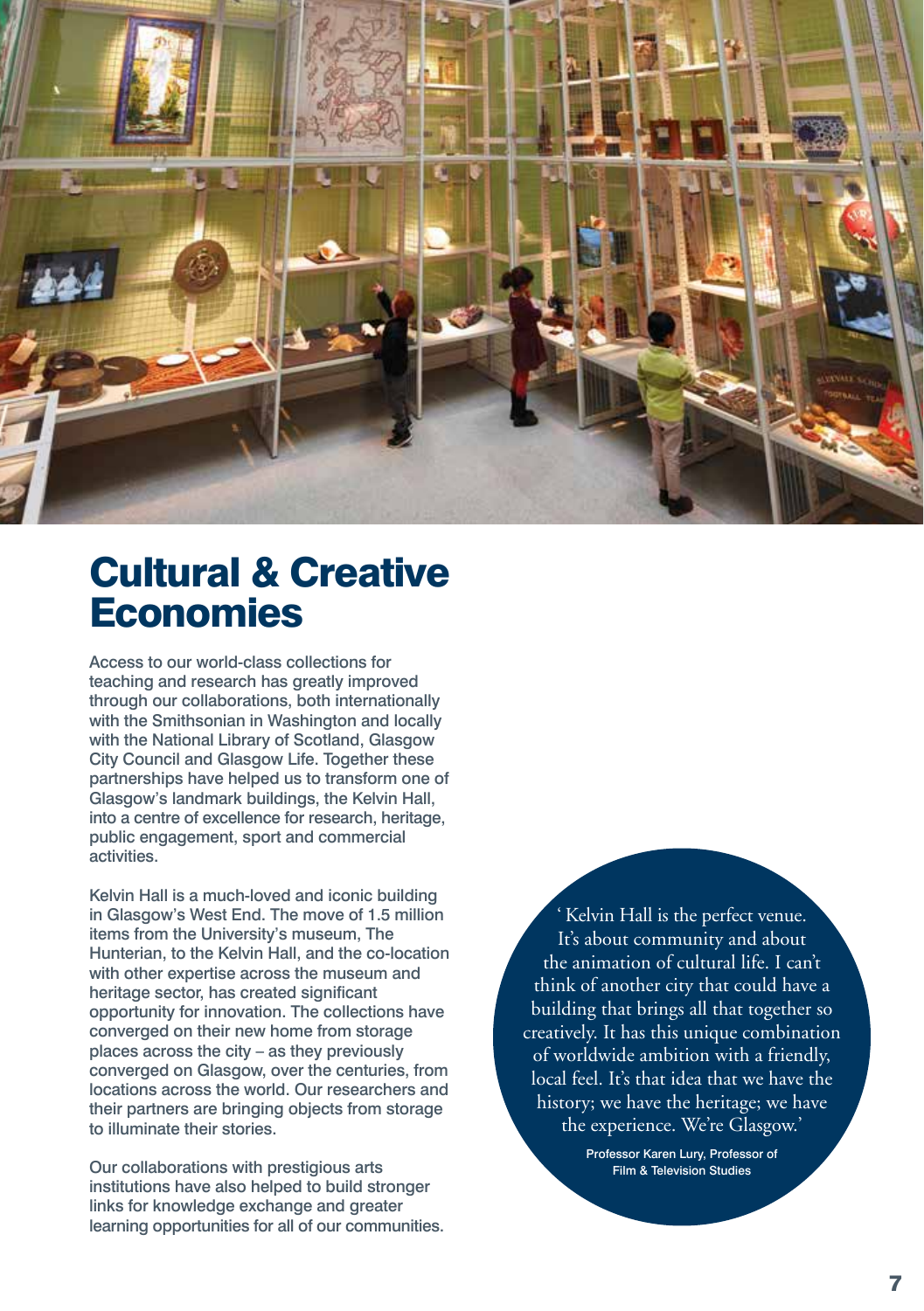# Cultural & Creative Economies

Access to our world-class collections for teaching and research has greatly improved through our collaborations, both internationally with the Smithsonian in Washington and locally with the National Library of Scotland, Glasgow City Council and Glasgow Life. Together these partnerships have helped us to transform one of Glasgow's landmark buildings, the Kelvin Hall, into a centre of excellence for research, heritage, public engagement, sport and commercial activities.

Kelvin Hall is a much-loved and iconic building in Glasgow's West End. The move of 1.5 million items from the University's museum, The Hunterian, to the Kelvin Hall, and the co-location with other expertise across the museum and heritage sector, has created significant opportunity for innovation. The collections have converged on their new home from storage places across the city – as they previously converged on Glasgow, over the centuries, from locations across the world. Our researchers and their partners are bringing objects from storage to illuminate their stories.

Our collaborations with prestigious arts institutions have also helped to build stronger links for knowledge exchange and greater learning opportunities for all of our communities.

> 'Kelvin Hall is the perfect venue. It's about community and about the animation of cultural life. I can't think of another city that could have a building that brings all that together so creatively. It has this unique combination of worldwide ambition with a friendly, local feel. It's that idea that we have the history; we have the heritage; we have the experience. We're Glasgow.'
>
> Professor Karen Lury, Professor of Film & Television Studies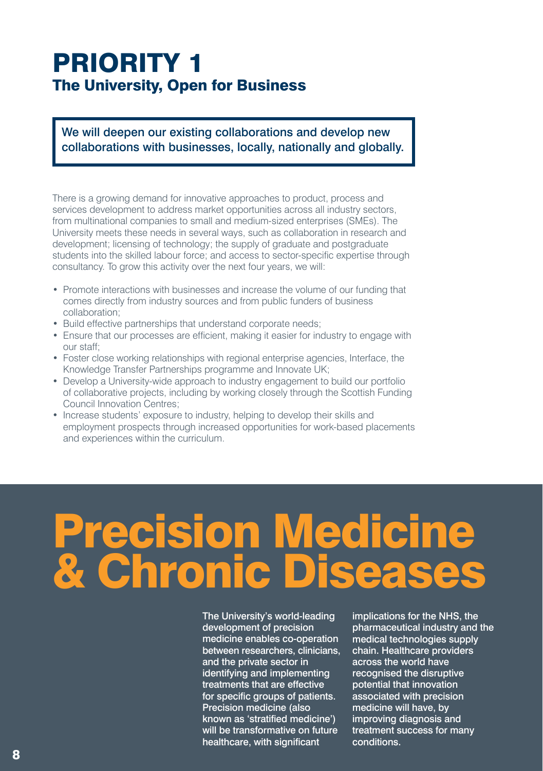# PRIORITY 1

## The University, Open for Business

We will deepen our existing collaborations and develop new collaborations with businesses, locally, nationally and globally.

There is a growing demand for innovative approaches to product, process and services development to address market opportunities across all industry sectors, from multinational companies to small and medium-sized enterprises (SMEs). The University meets these needs in several ways, such as collaboration in research and development; licensing of technology; the supply of graduate and postgraduate students into the skilled labour force; and access to sector-specific expertise through consultancy. To grow this activity over the next four years, we will:

- Promote interactions with businesses and increase the volume of our funding that comes directly from industry sources and from public funders of business collaboration;
- Build effective partnerships that understand corporate needs;
- Ensure that our processes are efficient, making it easier for industry to engage with our staff;
- Foster close working relationships with regional enterprise agencies, Interface, the Knowledge Transfer Partnerships programme and Innovate UK;
- Develop a University-wide approach to industry engagement to build our portfolio of collaborative projects, including by working closely through the Scottish Funding Council Innovation Centres;
- Increase students' exposure to industry, helping to develop their skills and employment prospects through increased opportunities for work-based placements and experiences within the curriculum.

# Precision Medicine & Chronic Diseases

The University's world-leading development of precision medicine enables co-operation between researchers, clinicians, and the private sector in identifying and implementing treatments that are effective for specific groups of patients. Precision medicine (also known as 'stratified medicine') will be transformative on future healthcare, with significant implications for the NHS, the pharmaceutical industry and the medical technologies supply chain. Healthcare providers across the world have recognised the disruptive potential that innovation associated with precision medicine will have, by improving diagnosis and treatment success for many conditions.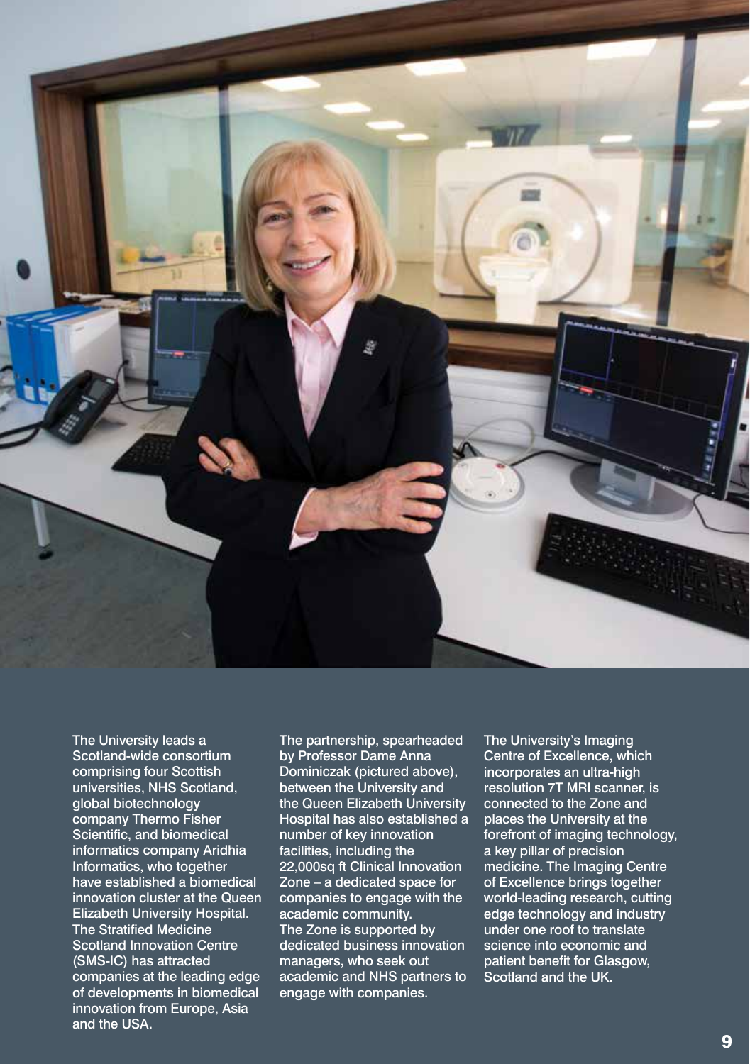The University leads a Scotland-wide consortium comprising four Scottish universities, NHS Scotland, global biotechnology company Thermo Fisher Scientific, and biomedical informatics company Aridhia Informatics, who together have established a biomedical innovation cluster at the Queen Elizabeth University Hospital. The Stratified Medicine Scotland Innovation Centre (SMS-IC) has attracted companies at the leading edge of developments in biomedical innovation from Europe, Asia and the USA.

The partnership, spearheaded by Professor Dame Anna Dominiczak (pictured above), between the University and the Queen Elizabeth University Hospital has also established a number of key innovation facilities, including the 22,000sq ft Clinical Innovation Zone – a dedicated space for companies to engage with the academic community.
The Zone is supported by dedicated business innovation managers, who seek out academic and NHS partners to engage with companies.

The University's Imaging Centre of Excellence, which incorporates an ultra-high resolution 7T MRI scanner, is connected to the Zone and places the University at the forefront of imaging technology, a key pillar of precision medicine. The Imaging Centre of Excellence brings together world-leading research, cutting edge technology and industry under one roof to translate science into economic and patient benefit for Glasgow, Scotland and the UK.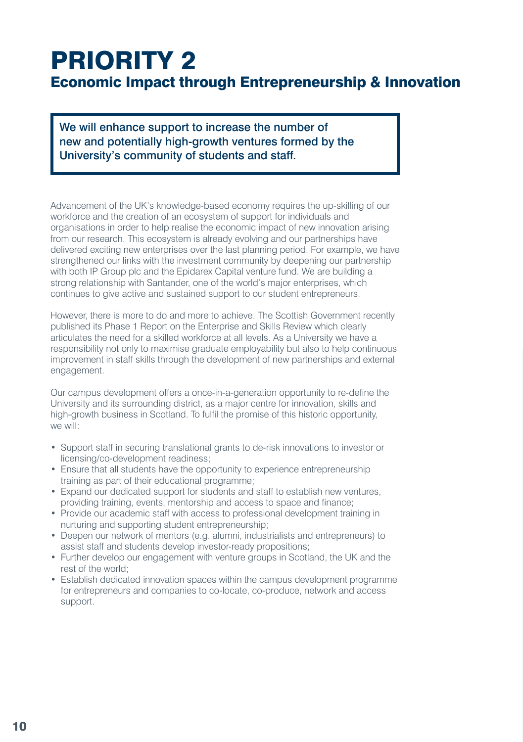# PRIORITY 2

## Economic Impact through Entrepreneurship & Innovation

> We will enhance support to increase the number of new and potentially high-growth ventures formed by the University's community of students and staff.

Advancement of the UK's knowledge-based economy requires the up-skilling of our workforce and the creation of an ecosystem of support for individuals and organisations in order to help realise the economic impact of new innovation arising from our research. This ecosystem is already evolving and our partnerships have delivered exciting new enterprises over the last planning period. For example, we have strengthened our links with the investment community by deepening our partnership with both IP Group plc and the Epidarex Capital venture fund. We are building a strong relationship with Santander, one of the world's major enterprises, which continues to give active and sustained support to our student entrepreneurs.

However, there is more to do and more to achieve. The Scottish Government recently published its Phase 1 Report on the Enterprise and Skills Review which clearly articulates the need for a skilled workforce at all levels. As a University we have a responsibility not only to maximise graduate employability but also to help continuous improvement in staff skills through the development of new partnerships and external engagement.

Our campus development offers a once-in-a-generation opportunity to re-define the University and its surrounding district, as a major centre for innovation, skills and high-growth business in Scotland. To fulfil the promise of this historic opportunity, we will:

- Support staff in securing translational grants to de-risk innovations to investor or licensing/co-development readiness;
- Ensure that all students have the opportunity to experience entrepreneurship training as part of their educational programme;
- Expand our dedicated support for students and staff to establish new ventures, providing training, events, mentorship and access to space and finance;
- Provide our academic staff with access to professional development training in nurturing and supporting student entrepreneurship;
- Deepen our network of mentors (e.g. alumni, industrialists and entrepreneurs) to assist staff and students develop investor-ready propositions;
- Further develop our engagement with venture groups in Scotland, the UK and the rest of the world;
- Establish dedicated innovation spaces within the campus development programme for entrepreneurs and companies to co-locate, co-produce, network and access support.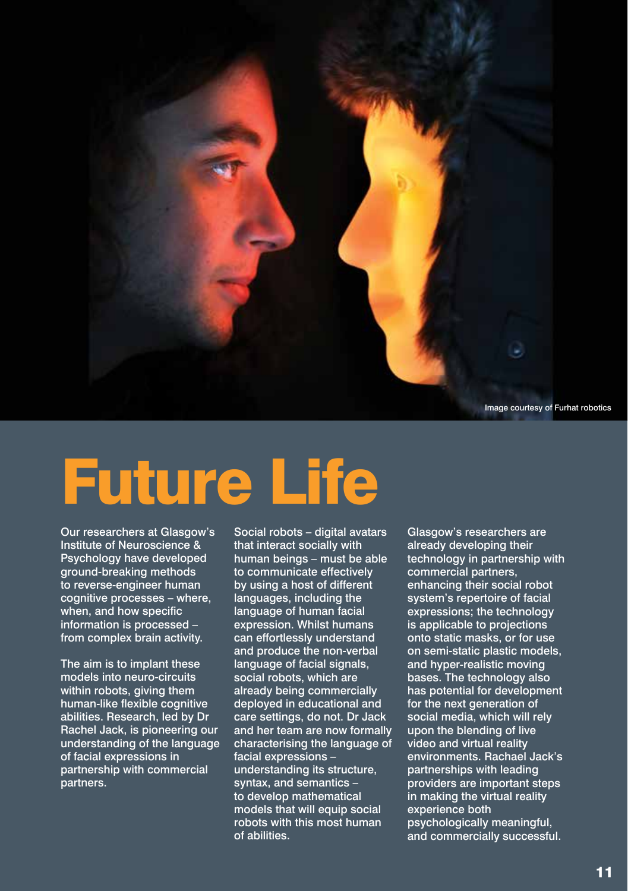Image courtesy of Furhat robotics

# Future Life

Our researchers at Glasgow's Institute of Neuroscience & Psychology have developed ground-breaking methods to reverse-engineer human cognitive processes – where, when, and how specific information is processed – from complex brain activity.

The aim is to implant these models into neuro-circuits within robots, giving them human-like flexible cognitive abilities. Research, led by Dr Rachel Jack, is pioneering our understanding of the language of facial expressions in partnership with commercial partners.

Social robots – digital avatars that interact socially with human beings – must be able to communicate effectively by using a host of different languages, including the language of human facial expression. Whilst humans can effortlessly understand and produce the non-verbal language of facial signals, social robots, which are already being commercially deployed in educational and care settings, do not. Dr Jack and her team are now formally characterising the language of facial expressions – understanding its structure, syntax, and semantics – to develop mathematical models that will equip social robots with this most human of abilities.

Glasgow's researchers are already developing their technology in partnership with commercial partners, enhancing their social robot system's repertoire of facial expressions; the technology is applicable to projections onto static masks, or for use on semi-static plastic models, and hyper-realistic moving bases. The technology also has potential for development for the next generation of social media, which will rely upon the blending of live video and virtual reality environments. Rachael Jack's partnerships with leading providers are important steps in making the virtual reality experience both psychologically meaningful, and commercially successful.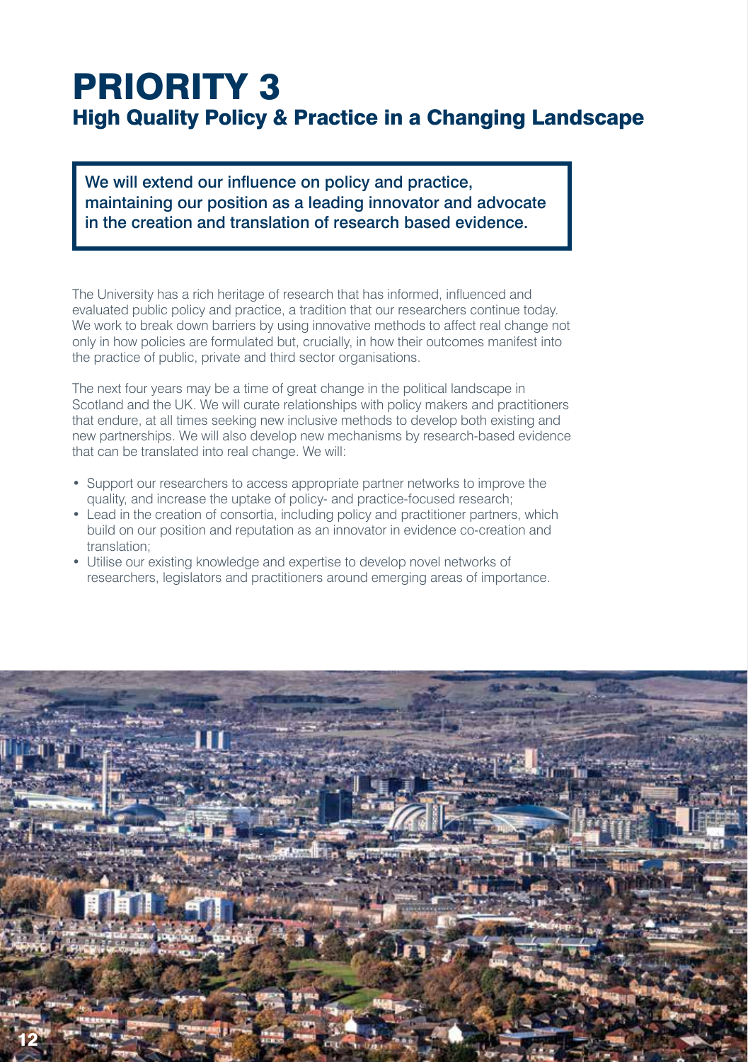# PRIORITY 3

## High Quality Policy & Practice in a Changing Landscape

**We will extend our influence on policy and practice, maintaining our position as a leading innovator and advocate in the creation and translation of research based evidence.**

The University has a rich heritage of research that has informed, influenced and evaluated public policy and practice, a tradition that our researchers continue today. We work to break down barriers by using innovative methods to affect real change not only in how policies are formulated but, crucially, in how their outcomes manifest into the practice of public, private and third sector organisations.

The next four years may be a time of great change in the political landscape in Scotland and the UK. We will curate relationships with policy makers and practitioners that endure, at all times seeking new inclusive methods to develop both existing and new partnerships. We will also develop new mechanisms by research-based evidence that can be translated into real change. We will:

- Support our researchers to access appropriate partner networks to improve the quality, and increase the uptake of policy- and practice-focused research;
- Lead in the creation of consortia, including policy and practitioner partners, which build on our position and reputation as an innovator in evidence co-creation and translation;
- Utilise our existing knowledge and expertise to develop novel networks of researchers, legislators and practitioners around emerging areas of importance.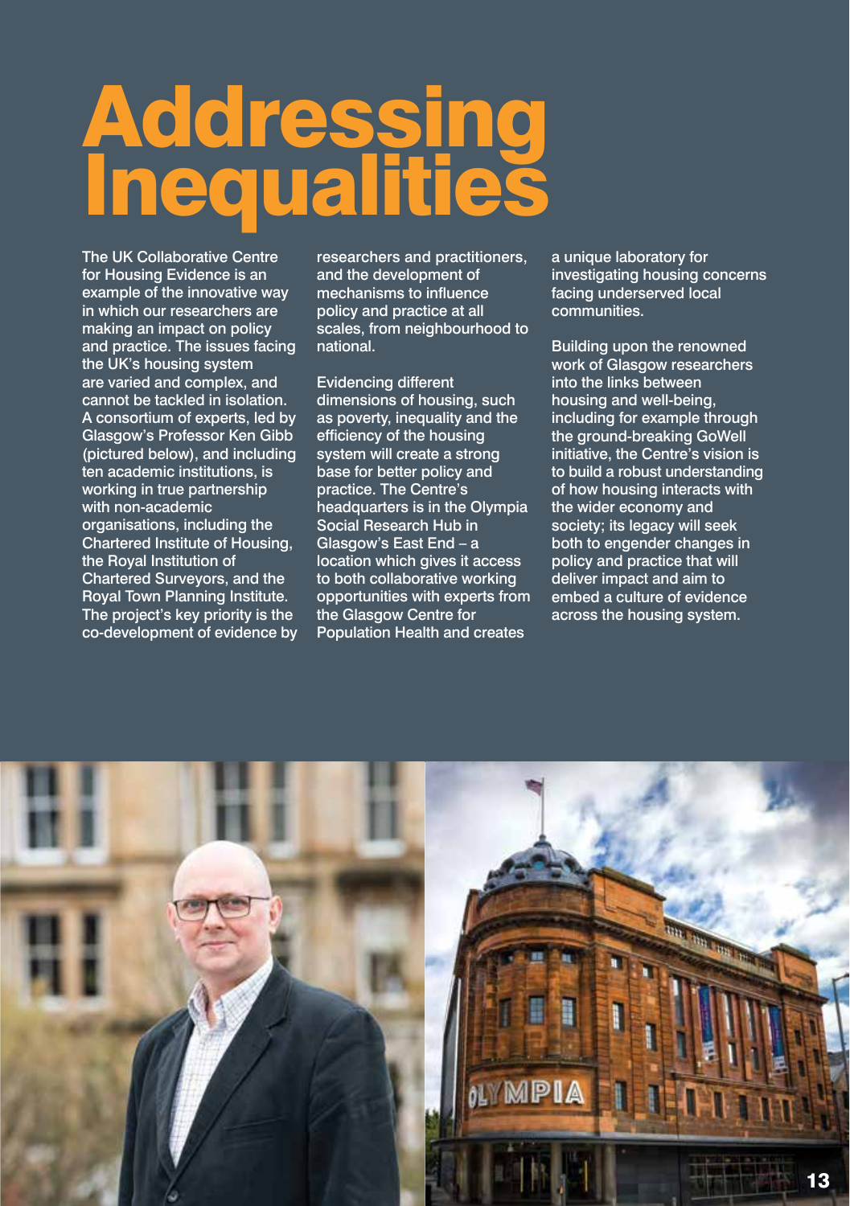# Addressing Inequalities

The UK Collaborative Centre for Housing Evidence is an example of the innovative way in which our researchers are making an impact on policy and practice. The issues facing the UK's housing system are varied and complex, and cannot be tackled in isolation. A consortium of experts, led by Glasgow's Professor Ken Gibb (pictured below), and including ten academic institutions, is working in true partnership with non-academic organisations, including the Chartered Institute of Housing, the Royal Institution of Chartered Surveyors, and the Royal Town Planning Institute. The project's key priority is the co-development of evidence by researchers and practitioners, and the development of mechanisms to influence policy and practice at all scales, from neighbourhood to national.

Evidencing different dimensions of housing, such as poverty, inequality and the efficiency of the housing system will create a strong base for better policy and practice. The Centre's headquarters is in the Olympia Social Research Hub in Glasgow's East End – a location which gives it access to both collaborative working opportunities with experts from the Glasgow Centre for Population Health and creates a unique laboratory for investigating housing concerns facing underserved local communities.

Building upon the renowned work of Glasgow researchers into the links between housing and well-being, including for example through the ground-breaking GoWell initiative, the Centre's vision is to build a robust understanding of how housing interacts with the wider economy and society; its legacy will seek both to engender changes in policy and practice that will deliver impact and aim to embed a culture of evidence across the housing system.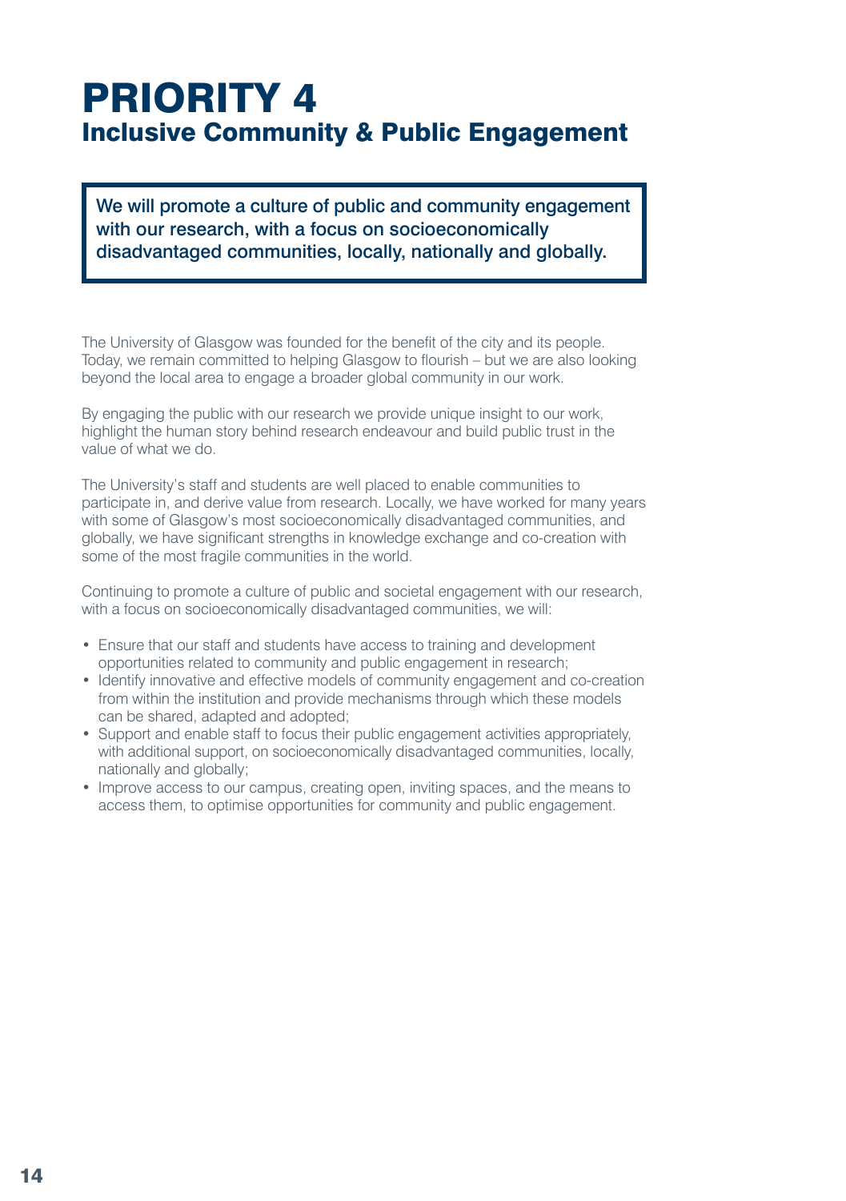# PRIORITY 4
## Inclusive Community & Public Engagement

> We will promote a culture of public and community engagement with our research, with a focus on socioeconomically disadvantaged communities, locally, nationally and globally.

The University of Glasgow was founded for the benefit of the city and its people. Today, we remain committed to helping Glasgow to flourish – but we are also looking beyond the local area to engage a broader global community in our work.

By engaging the public with our research we provide unique insight to our work, highlight the human story behind research endeavour and build public trust in the value of what we do.

The University's staff and students are well placed to enable communities to participate in, and derive value from research. Locally, we have worked for many years with some of Glasgow's most socioeconomically disadvantaged communities, and globally, we have significant strengths in knowledge exchange and co-creation with some of the most fragile communities in the world.

Continuing to promote a culture of public and societal engagement with our research, with a focus on socioeconomically disadvantaged communities, we will:

- Ensure that our staff and students have access to training and development opportunities related to community and public engagement in research;
- Identify innovative and effective models of community engagement and co-creation from within the institution and provide mechanisms through which these models can be shared, adapted and adopted;
- Support and enable staff to focus their public engagement activities appropriately, with additional support, on socioeconomically disadvantaged communities, locally, nationally and globally;
- Improve access to our campus, creating open, inviting spaces, and the means to access them, to optimise opportunities for community and public engagement.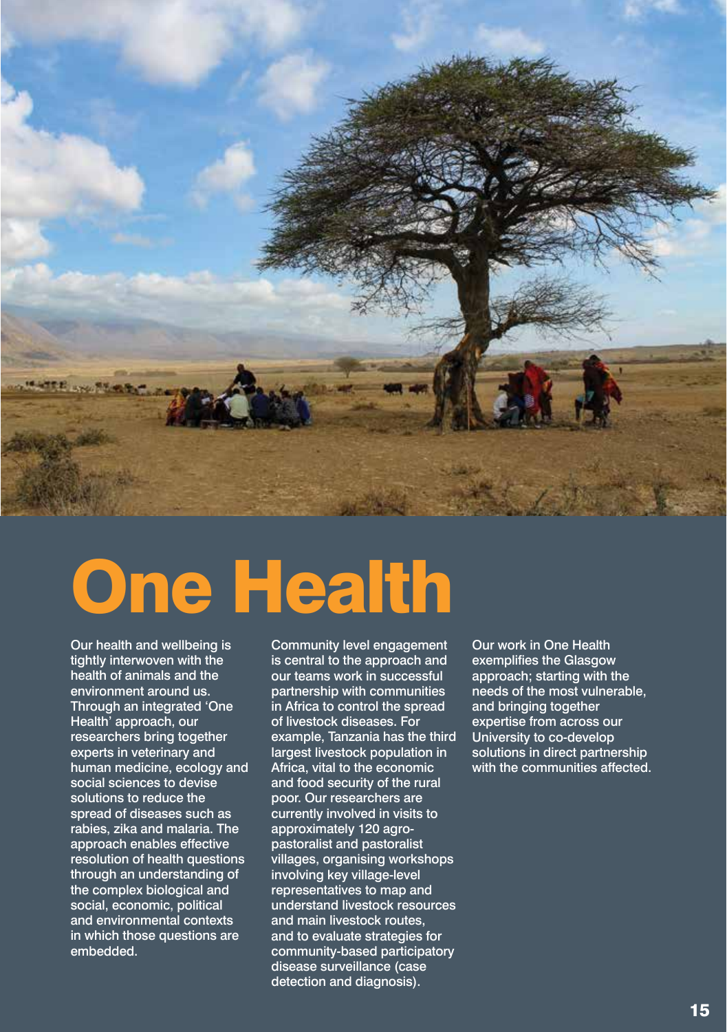# One Health

Our health and wellbeing is tightly interwoven with the health of animals and the environment around us. Through an integrated 'One Health' approach, our researchers bring together experts in veterinary and human medicine, ecology and social sciences to devise solutions to reduce the spread of diseases such as rabies, zika and malaria. The approach enables effective resolution of health questions through an understanding of the complex biological and social, economic, political and environmental contexts in which those questions are embedded.

Community level engagement is central to the approach and our teams work in successful partnership with communities in Africa to control the spread of livestock diseases. For example, Tanzania has the third largest livestock population in Africa, vital to the economic and food security of the rural poor. Our researchers are currently involved in visits to approximately 120 agro-pastoralist and pastoralist villages, organising workshops involving key village-level representatives to map and understand livestock resources and main livestock routes, and to evaluate strategies for community-based participatory disease surveillance (case detection and diagnosis).

Our work in One Health exemplifies the Glasgow approach; starting with the needs of the most vulnerable, and bringing together expertise from across our University to co-develop solutions in direct partnership with the communities affected.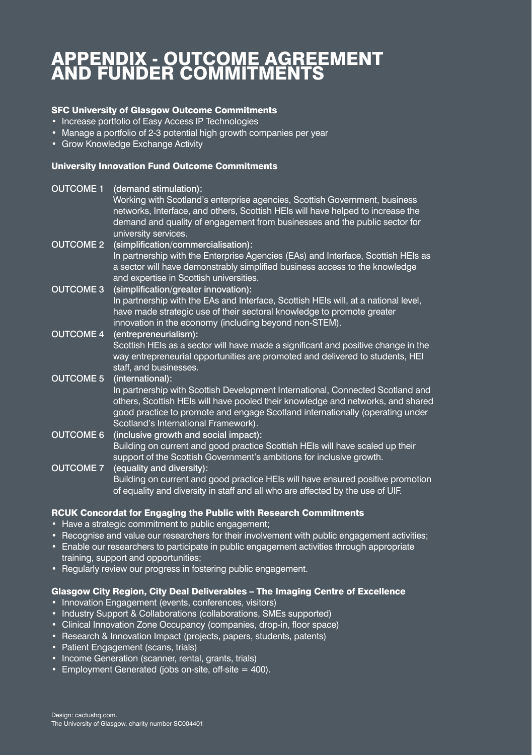# APPENDIX - OUTCOME AGREEMENT AND FUNDER COMMITMENTS

### SFC University of Glasgow Outcome Commitments

- Increase portfolio of Easy Access IP Technologies
- Manage a portfolio of 2-3 potential high growth companies per year
- Grow Knowledge Exchange Activity

### University Innovation Fund Outcome Commitments

**OUTCOME 1** (demand stimulation):
Working with Scotland's enterprise agencies, Scottish Government, business networks, Interface, and others, Scottish HEIs will have helped to increase the demand and quality of engagement from businesses and the public sector for university services.

**OUTCOME 2** (simplification/commercialisation):
In partnership with the Enterprise Agencies (EAs) and Interface, Scottish HEIs as a sector will have demonstrably simplified business access to the knowledge and expertise in Scottish universities.

**OUTCOME 3** (simplification/greater innovation):
In partnership with the EAs and Interface, Scottish HEIs will, at a national level, have made strategic use of their sectoral knowledge to promote greater innovation in the economy (including beyond non-STEM).

**OUTCOME 4** (entrepreneurialism):
Scottish HEIs as a sector will have made a significant and positive change in the way entrepreneurial opportunities are promoted and delivered to students, HEI staff, and businesses.

**OUTCOME 5** (international):
In partnership with Scottish Development International, Connected Scotland and others, Scottish HEIs will have pooled their knowledge and networks, and shared good practice to promote and engage Scotland internationally (operating under Scotland's International Framework).

**OUTCOME 6** (inclusive growth and social impact):
Building on current and good practice Scottish HEIs will have scaled up their support of the Scottish Government's ambitions for inclusive growth.

**OUTCOME 7** (equality and diversity):
Building on current and good practice HEIs will have ensured positive promotion of equality and diversity in staff and all who are affected by the use of UIF.

### RCUK Concordat for Engaging the Public with Research Commitments

- Have a strategic commitment to public engagement;
- Recognise and value our researchers for their involvement with public engagement activities;
- Enable our researchers to participate in public engagement activities through appropriate training, support and opportunities;
- Regularly review our progress in fostering public engagement.

### Glasgow City Region, City Deal Deliverables – The Imaging Centre of Excellence

- Innovation Engagement (events, conferences, visitors)
- Industry Support & Collaborations (collaborations, SMEs supported)
- Clinical Innovation Zone Occupancy (companies, drop-in, floor space)
- Research & Innovation Impact (projects, papers, students, patents)
- Patient Engagement (scans, trials)
- Income Generation (scanner, rental, grants, trials)
- Employment Generated (jobs on-site, off-site = 400).

Design: cactushq.com.
The University of Glasgow, charity number SC004401